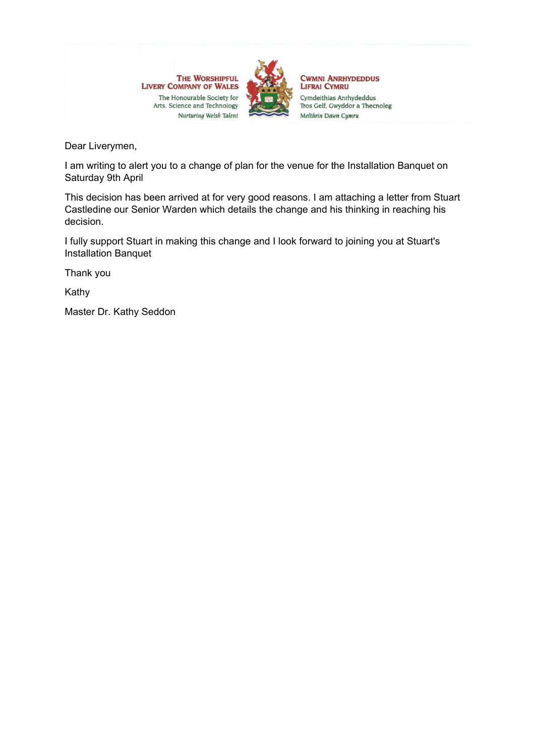**THE WORSHIPFUL LIVERY COMPANY OF WALES**
The Honourable Society for Arts, Science and Technology
*Nurturing Welsh Talent*

**CWMNI ANRHYDEDDUS LIFRAI CYMRU**
Cymdeithias Anrhydeddus Tros Gelf, Gwyddor a Thecnoleg
*Meithrin Dawn Cymru*

Dear Liverymen,

I am writing to alert you to a change of plan for the venue for the Installation Banquet on Saturday 9th April

This decision has been arrived at for very good reasons. I am attaching a letter from Stuart Castledine our Senior Warden which details the change and his thinking in reaching his decision.

I fully support Stuart in making this change and I look forward to joining you at Stuart's Installation Banquet

Thank you

Kathy

Master Dr. Kathy Seddon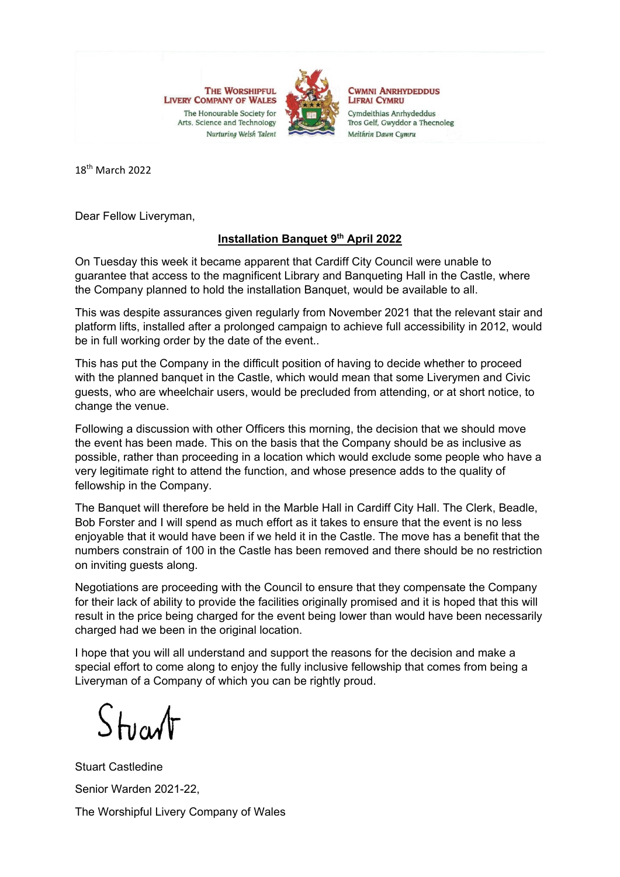THE WORSHIPFUL LIVERY COMPANY OF WALES
The Honourable Society for Arts, Science and Technology
*Nurturing Welsh Talent*

CWMNI ANRHYDEDDUS LIFRAI CYMRU
Cymdeithias Anrhydeddus Tros Gelf, Gwyddor a Thecnoleg
*Meithrin Dawn Cymru*

18th March 2022

Dear Fellow Liveryman,

**Installation Banquet 9th April 2022**

On Tuesday this week it became apparent that Cardiff City Council were unable to guarantee that access to the magnificent Library and Banqueting Hall in the Castle, where the Company planned to hold the installation Banquet, would be available to all.

This was despite assurances given regularly from November 2021 that the relevant stair and platform lifts, installed after a prolonged campaign to achieve full accessibility in 2012, would be in full working order by the date of the event..

This has put the Company in the difficult position of having to decide whether to proceed with the planned banquet in the Castle, which would mean that some Liverymen and Civic guests, who are wheelchair users, would be precluded from attending, or at short notice, to change the venue.

Following a discussion with other Officers this morning, the decision that we should move the event has been made. This on the basis that the Company should be as inclusive as possible, rather than proceeding in a location which would exclude some people who have a very legitimate right to attend the function, and whose presence adds to the quality of fellowship in the Company.

The Banquet will therefore be held in the Marble Hall in Cardiff City Hall. The Clerk, Beadle, Bob Forster and I will spend as much effort as it takes to ensure that the event is no less enjoyable that it would have been if we held it in the Castle. The move has a benefit that the numbers constrain of 100 in the Castle has been removed and there should be no restriction on inviting guests along.

Negotiations are proceeding with the Council to ensure that they compensate the Company for their lack of ability to provide the facilities originally promised and it is hoped that this will result in the price being charged for the event being lower than would have been necessarily charged had we been in the original location.

I hope that you will all understand and support the reasons for the decision and make a special effort to come along to enjoy the fully inclusive fellowship that comes from being a Liveryman of a Company of which you can be rightly proud.

Stuart

Stuart Castledine

Senior Warden 2021-22,

The Worshipful Livery Company of Wales